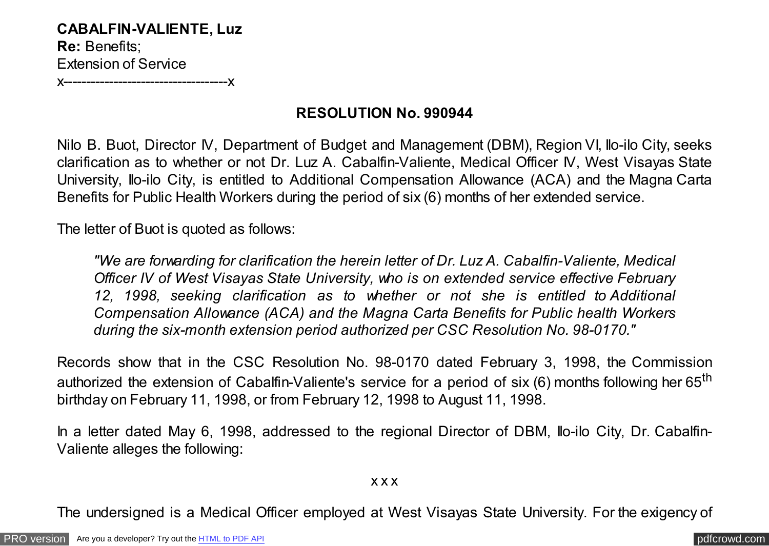**CABALFIN-VALIENTE, Luz**
**Re:** Benefits;
Extension of Service
x------------------------------------x

**RESOLUTION No. 990944**

Nilo B. Buot, Director IV, Department of Budget and Management (DBM), Region VI, Ilo-ilo City, seeks clarification as to whether or not Dr. Luz A. Cabalfin-Valiente, Medical Officer IV, West Visayas State University, Ilo-ilo City, is entitled to Additional Compensation Allowance (ACA) and the Magna Carta Benefits for Public Health Workers during the period of six (6) months of her extended service.

The letter of Buot is quoted as follows:

> *"We are forwarding for clarification the herein letter of Dr. Luz A. Cabalfin-Valiente, Medical Officer IV of West Visayas State University, who is on extended service effective February 12, 1998, seeking clarification as to whether or not she is entitled to Additional Compensation Allowance (ACA) and the Magna Carta Benefits for Public health Workers during the six-month extension period authorized per CSC Resolution No. 98-0170."*

Records show that in the CSC Resolution No. 98-0170 dated February 3, 1998, the Commission authorized the extension of Cabalfin-Valiente's service for a period of six (6) months following her 65th birthday on February 11, 1998, or from February 12, 1998 to August 11, 1998.

In a letter dated May 6, 1998, addressed to the regional Director of DBM, Ilo-ilo City, Dr. Cabalfin-Valiente alleges the following:

x x x

The undersigned is a Medical Officer employed at West Visayas State University. For the exigency of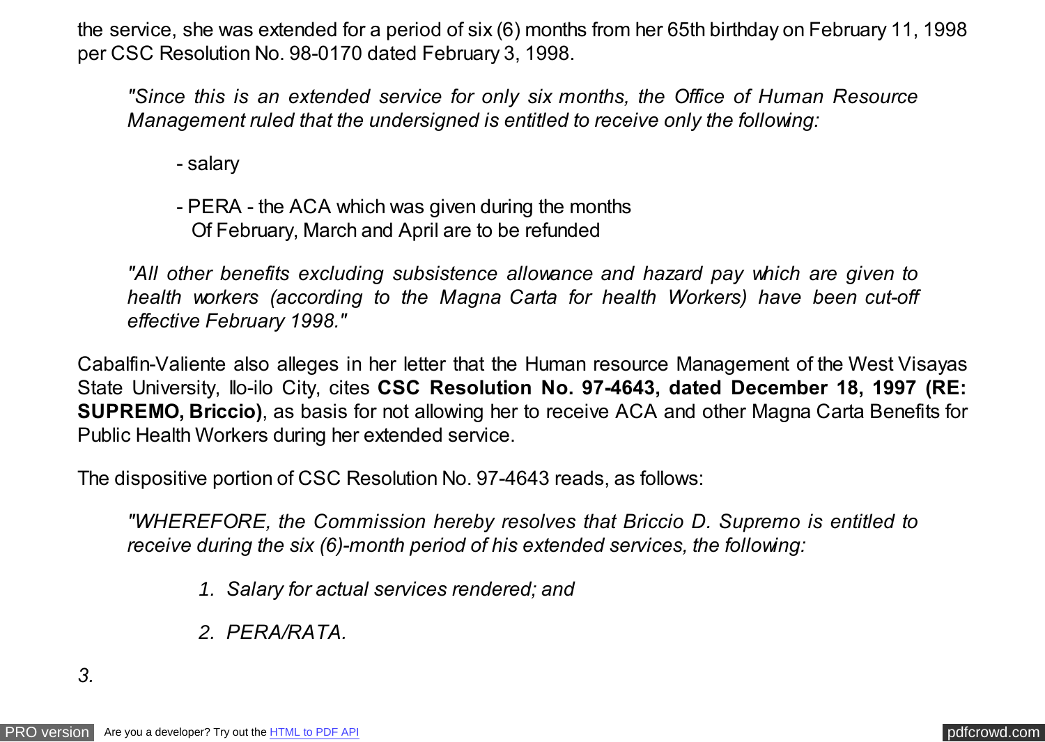the service, she was extended for a period of six (6) months from her 65th birthday on February 11, 1998 per CSC Resolution No. 98-0170 dated February 3, 1998.

> *"Since this is an extended service for only six months, the Office of Human Resource Management ruled that the undersigned is entitled to receive only the following:*
>
> - salary
>
> - PERA - the ACA which was given during the months Of February, March and April are to be refunded
>
> *"All other benefits excluding subsistence allowance and hazard pay which are given to health workers (according to the Magna Carta for health Workers) have been cut-off effective February 1998."*

Cabalfin-Valiente also alleges in her letter that the Human resource Management of the West Visayas State University, Ilo-ilo City, cites **CSC Resolution No. 97-4643, dated December 18, 1997 (RE: SUPREMO, Briccio)**, as basis for not allowing her to receive ACA and other Magna Carta Benefits for Public Health Workers during her extended service.

The dispositive portion of CSC Resolution No. 97-4643 reads, as follows:

> *"WHEREFORE, the Commission hereby resolves that Briccio D. Supremo is entitled to receive during the six (6)-month period of his extended services, the following:*
>
> 1. *Salary for actual services rendered; and*
> 2. *PERA/RATA.*

*3.*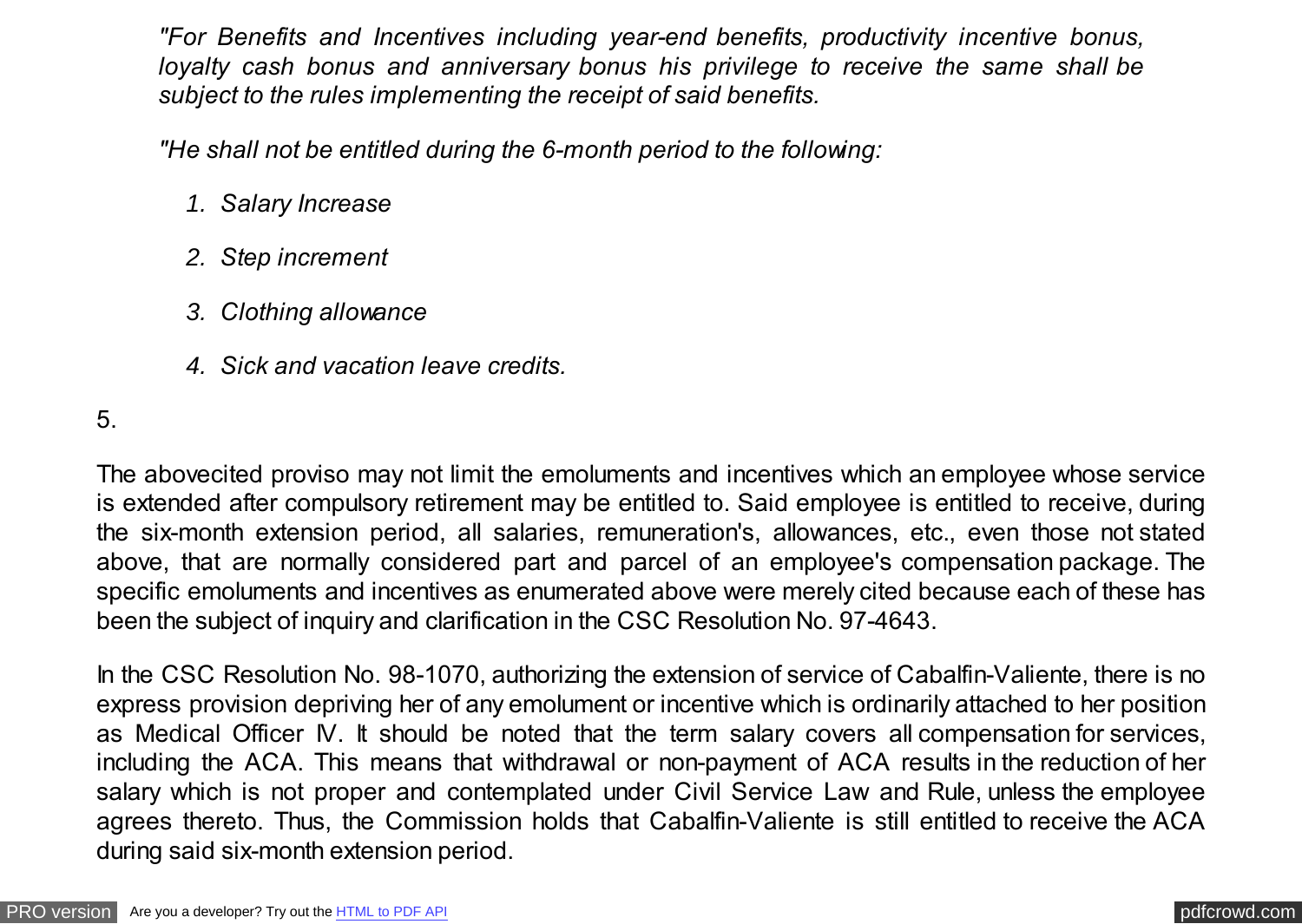*"For Benefits and Incentives including year-end benefits, productivity incentive bonus, loyalty cash bonus and anniversary bonus his privilege to receive the same shall be subject to the rules implementing the receipt of said benefits.*

*"He shall not be entitled during the 6-month period to the following:*

1. *Salary Increase*
2. *Step increment*
3. *Clothing allowance*
4. *Sick and vacation leave credits.*

5.

The abovecited proviso may not limit the emoluments and incentives which an employee whose service is extended after compulsory retirement may be entitled to. Said employee is entitled to receive, during the six-month extension period, all salaries, remuneration's, allowances, etc., even those not stated above, that are normally considered part and parcel of an employee's compensation package. The specific emoluments and incentives as enumerated above were merely cited because each of these has been the subject of inquiry and clarification in the CSC Resolution No. 97-4643.

In the CSC Resolution No. 98-1070, authorizing the extension of service of Cabalfin-Valiente, there is no express provision depriving her of any emolument or incentive which is ordinarily attached to her position as Medical Officer IV. It should be noted that the term salary covers all compensation for services, including the ACA. This means that withdrawal or non-payment of ACA results in the reduction of her salary which is not proper and contemplated under Civil Service Law and Rule, unless the employee agrees thereto. Thus, the Commission holds that Cabalfin-Valiente is still entitled to receive the ACA during said six-month extension period.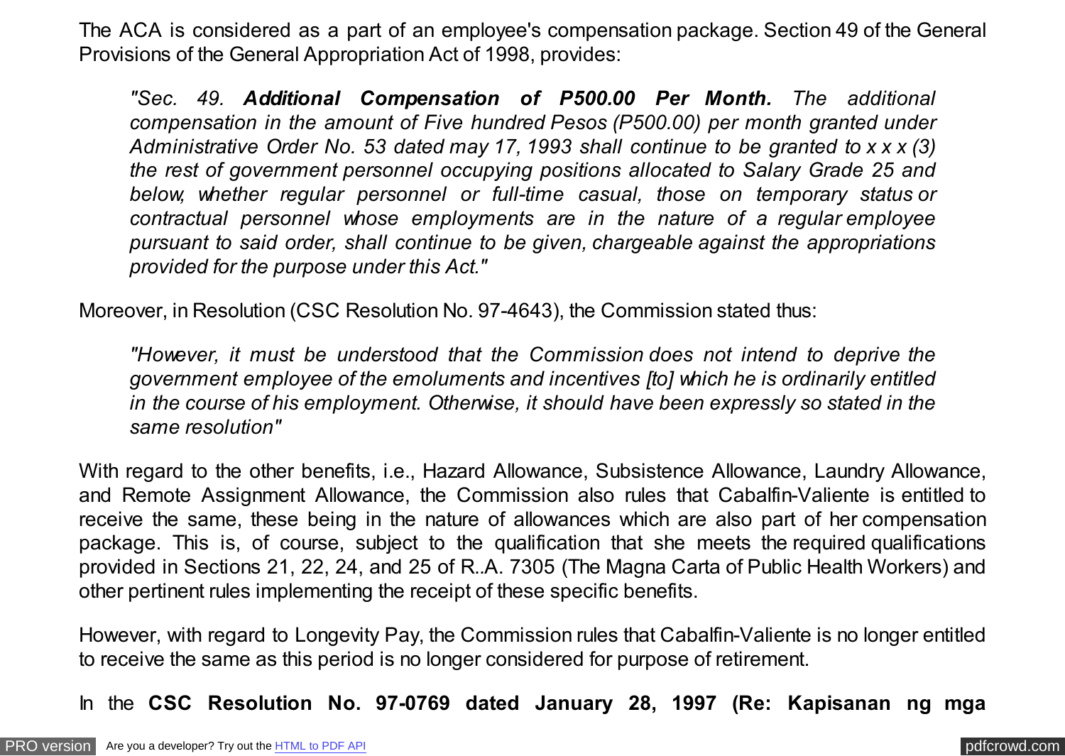The ACA is considered as a part of an employee's compensation package. Section 49 of the General Provisions of the General Appropriation Act of 1998, provides:

> *"Sec. 49. **Additional Compensation of P500.00 Per Month.** The additional compensation in the amount of Five hundred Pesos (P500.00) per month granted under Administrative Order No. 53 dated may 17, 1993 shall continue to be granted to x x x (3) the rest of government personnel occupying positions allocated to Salary Grade 25 and below, whether regular personnel or full-time casual, those on temporary status or contractual personnel whose employments are in the nature of a regular employee pursuant to said order, shall continue to be given, chargeable against the appropriations provided for the purpose under this Act."*

Moreover, in Resolution (CSC Resolution No. 97-4643), the Commission stated thus:

> *"However, it must be understood that the Commission does not intend to deprive the government employee of the emoluments and incentives [to] which he is ordinarily entitled in the course of his employment. Otherwise, it should have been expressly so stated in the same resolution"*

With regard to the other benefits, i.e., Hazard Allowance, Subsistence Allowance, Laundry Allowance, and Remote Assignment Allowance, the Commission also rules that Cabalfin-Valiente is entitled to receive the same, these being in the nature of allowances which are also part of her compensation package. This is, of course, subject to the qualification that she meets the required qualifications provided in Sections 21, 22, 24, and 25 of R..A. 7305 (The Magna Carta of Public Health Workers) and other pertinent rules implementing the receipt of these specific benefits.

However, with regard to Longevity Pay, the Commission rules that Cabalfin-Valiente is no longer entitled to receive the same as this period is no longer considered for purpose of retirement.

In the **CSC Resolution No. 97-0769 dated January 28, 1997 (Re: Kapisanan ng mga**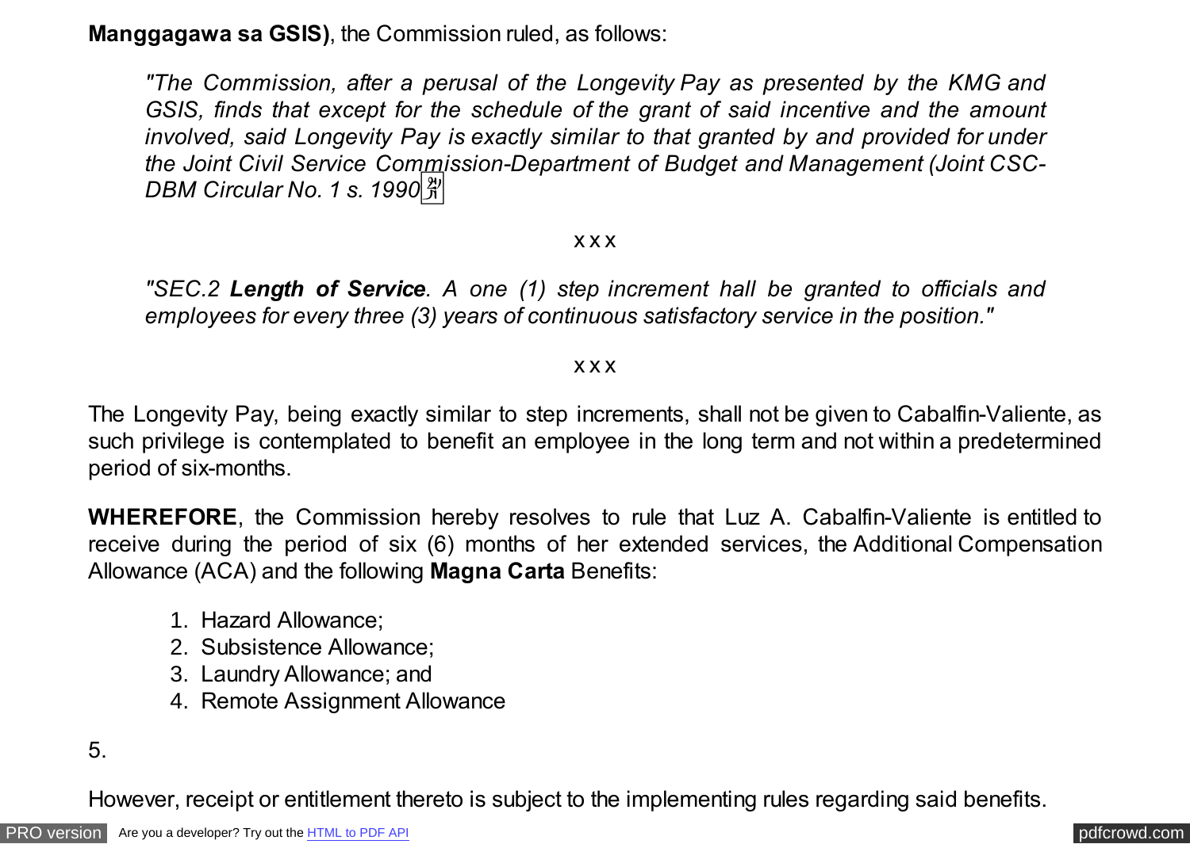**Manggagawa sa GSIS)**, the Commission ruled, as follows:

> *"The Commission, after a perusal of the Longevity Pay as presented by the KMG and GSIS, finds that except for the schedule of the grant of said incentive and the amount involved, said Longevity Pay is exactly similar to that granted by and provided for under the Joint Civil Service Commission-Department of Budget and Management (Joint CSC-DBM Circular No. 1 s. 1990*
>
> x x x
>
> *"SEC.2* ***Length of Service****. A one (1) step increment hall be granted to officials and employees for every three (3) years of continuous satisfactory service in the position."*
>
> x x x

The Longevity Pay, being exactly similar to step increments, shall not be given to Cabalfin-Valiente, as such privilege is contemplated to benefit an employee in the long term and not within a predetermined period of six-months.

**WHEREFORE**, the Commission hereby resolves to rule that Luz A. Cabalfin-Valiente is entitled to receive during the period of six (6) months of her extended services, the Additional Compensation Allowance (ACA) and the following **Magna Carta** Benefits:

1. Hazard Allowance;
2. Subsistence Allowance;
3. Laundry Allowance; and
4. Remote Assignment Allowance

5.

However, receipt or entitlement thereto is subject to the implementing rules regarding said benefits.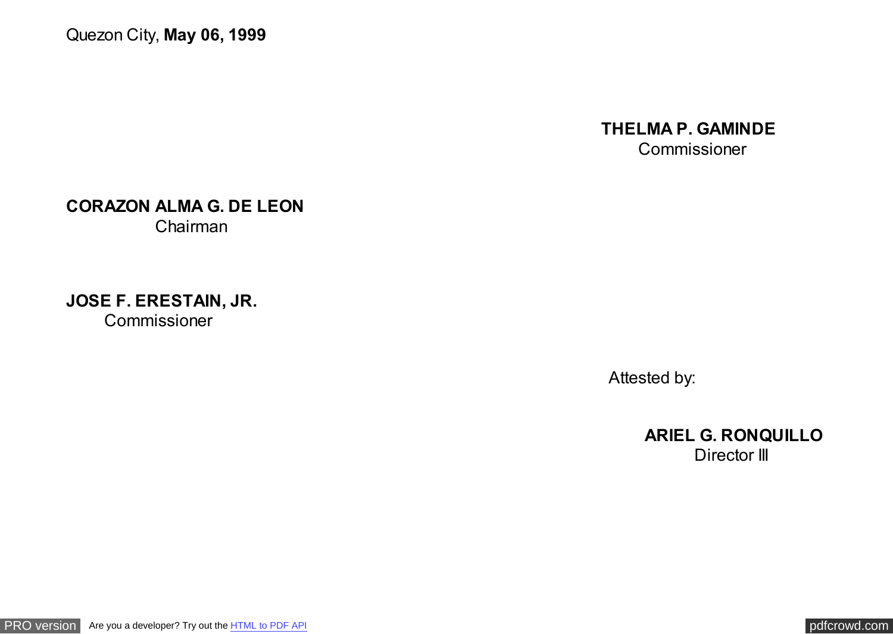Quezon City, **May 06, 1999**

**THELMA P. GAMINDE**
Commissioner

**CORAZON ALMA G. DE LEON**
Chairman

**JOSE F. ERESTAIN, JR.**
Commissioner

Attested by:

**ARIEL G. RONQUILLO**
Director III